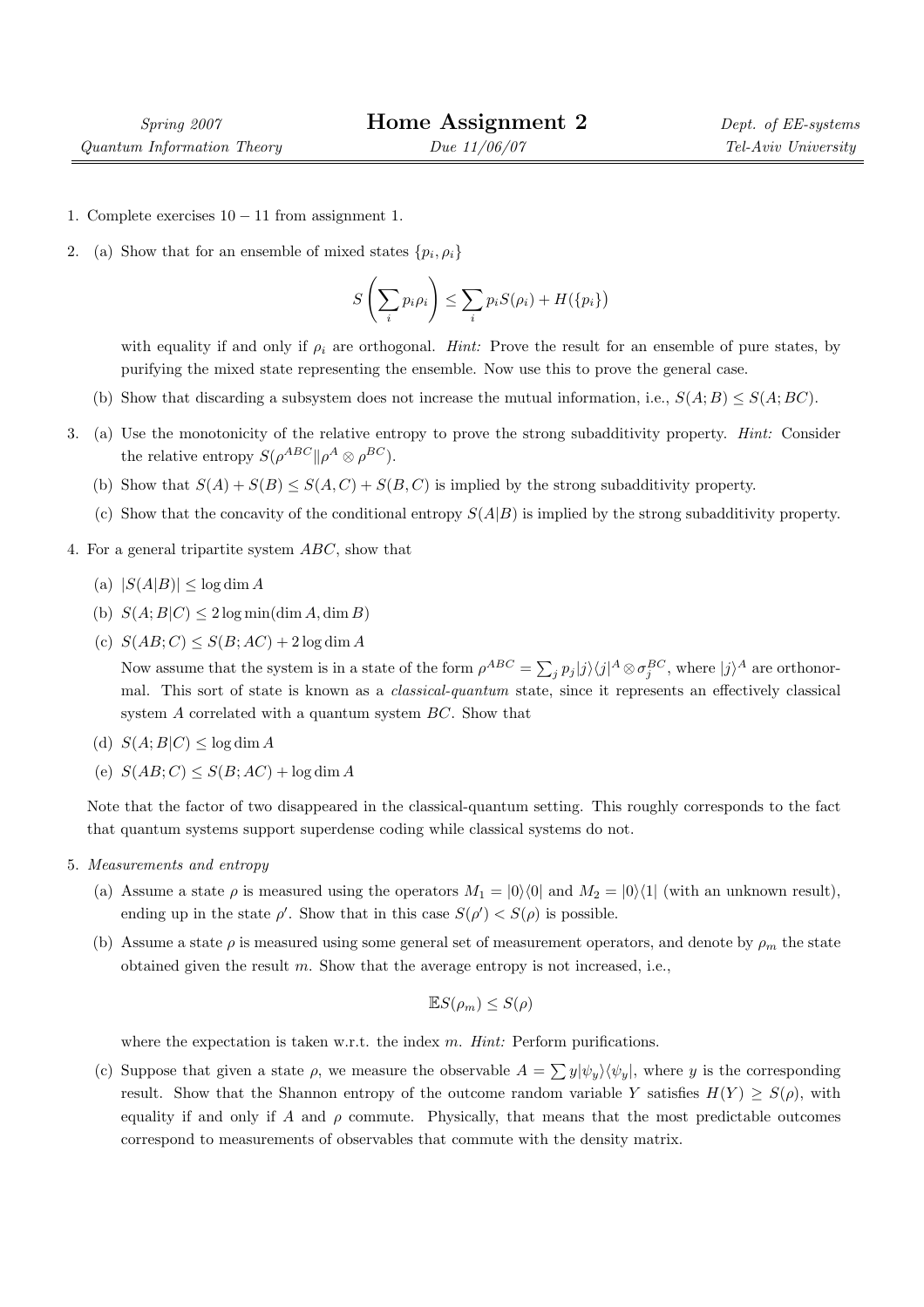| *Spring 2007* | **Home Assignment 2** | *Dept. of EE-systems* |
|---|---|---|
| *Quantum Information Theory* | *Due 11/06/07* | *Tel-Aviv University* |

1. Complete exercises $10 - 11$ from assignment 1.

2. (a) Show that for an ensemble of mixed states $\{p_i, \rho_i\}$

$$S\left(\sum_i p_i \rho_i\right) \leq \sum_i p_i S(\rho_i) + H(\{p_i\})$$

   with equality if and only if $\rho_i$ are orthogonal. *Hint:* Prove the result for an ensemble of pure states, by purifying the mixed state representing the ensemble. Now use this to prove the general case.

   (b) Show that discarding a subsystem does not increase the mutual information, i.e., $S(A; B) \leq S(A; BC)$.

3. (a) Use the monotonicity of the relative entropy to prove the strong subadditivity property. *Hint:* Consider the relative entropy $S(\rho^{ABC} \| \rho^A \otimes \rho^{BC})$.

   (b) Show that $S(A) + S(B) \leq S(A, C) + S(B, C)$ is implied by the strong subadditivity property.

   (c) Show that the concavity of the conditional entropy $S(A|B)$ is implied by the strong subadditivity property.

4. For a general tripartite system $ABC$, show that

   (a) $|S(A|B)| \leq \log \dim A$

   (b) $S(A; B|C) \leq 2 \log \min(\dim A, \dim B)$

   (c) $S(AB; C) \leq S(B; AC) + 2 \log \dim A$

   Now assume that the system is in a state of the form $\rho^{ABC} = \sum_j p_j |j\rangle\langle j|^A \otimes \sigma_j^{BC}$, where $|j\rangle^A$ are orthonormal. This sort of state is known as a *classical-quantum* state, since it represents an effectively classical system $A$ correlated with a quantum system $BC$. Show that

   (d) $S(A; B|C) \leq \log \dim A$

   (e) $S(AB; C) \leq S(B; AC) + \log \dim A$

   Note that the factor of two disappeared in the classical-quantum setting. This roughly corresponds to the fact that quantum systems support superdense coding while classical systems do not.

5. *Measurements and entropy*

   (a) Assume a state $\rho$ is measured using the operators $M_1 = |0\rangle\langle 0|$ and $M_2 = |0\rangle\langle 1|$ (with an unknown result), ending up in the state $\rho'$. Show that in this case $S(\rho') < S(\rho)$ is possible.

   (b) Assume a state $\rho$ is measured using some general set of measurement operators, and denote by $\rho_m$ the state obtained given the result $m$. Show that the average entropy is not increased, i.e.,

$$\mathbb{E}S(\rho_m) \leq S(\rho)$$

   where the expectation is taken w.r.t. the index $m$. *Hint:* Perform purifications.

   (c) Suppose that given a state $\rho$, we measure the observable $A = \sum y |\psi_y\rangle\langle\psi_y|$, where $y$ is the corresponding result. Show that the Shannon entropy of the outcome random variable $Y$ satisfies $H(Y) \geq S(\rho)$, with equality if and only if $A$ and $\rho$ commute. Physically, that means that the most predictable outcomes correspond to measurements of observables that commute with the density matrix.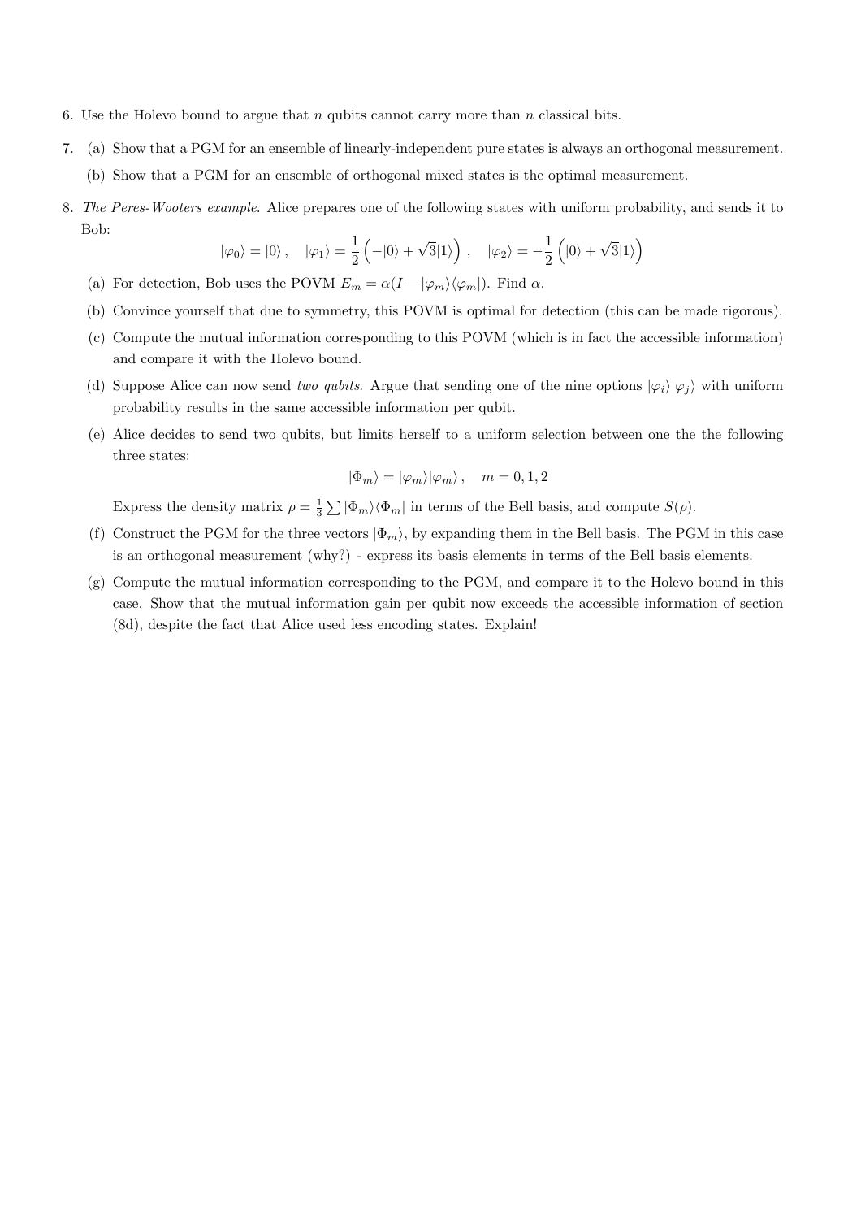6. Use the Holevo bound to argue that $n$ qubits cannot carry more than $n$ classical bits.

7. (a) Show that a PGM for an ensemble of linearly-independent pure states is always an orthogonal measurement.

   (b) Show that a PGM for an ensemble of orthogonal mixed states is the optimal measurement.

8. *The Peres-Wooters example.* Alice prepares one of the following states with uniform probability, and sends it to Bob:

$$|\varphi_0\rangle = |0\rangle\,, \quad |\varphi_1\rangle = \frac{1}{2}\left(-|0\rangle + \sqrt{3}|1\rangle\right)\,, \quad |\varphi_2\rangle = -\frac{1}{2}\left(|0\rangle + \sqrt{3}|1\rangle\right)$$

   (a) For detection, Bob uses the POVM $E_m = \alpha(I - |\varphi_m\rangle\langle\varphi_m|)$. Find $\alpha$.

   (b) Convince yourself that due to symmetry, this POVM is optimal for detection (this can be made rigorous).

   (c) Compute the mutual information corresponding to this POVM (which is in fact the accessible information) and compare it with the Holevo bound.

   (d) Suppose Alice can now send *two qubits*. Argue that sending one of the nine options $|\varphi_i\rangle|\varphi_j\rangle$ with uniform probability results in the same accessible information per qubit.

   (e) Alice decides to send two qubits, but limits herself to a uniform selection between one the the following three states:

$$|\Phi_m\rangle = |\varphi_m\rangle|\varphi_m\rangle\,, \quad m = 0, 1, 2$$

   Express the density matrix $\rho = \frac{1}{3}\sum|\Phi_m\rangle\langle\Phi_m|$ in terms of the Bell basis, and compute $S(\rho)$.

   (f) Construct the PGM for the three vectors $|\Phi_m\rangle$, by expanding them in the Bell basis. The PGM in this case is an orthogonal measurement (why?) - express its basis elements in terms of the Bell basis elements.

   (g) Compute the mutual information corresponding to the PGM, and compare it to the Holevo bound in this case. Show that the mutual information gain per qubit now exceeds the accessible information of section (8d), despite the fact that Alice used less encoding states. Explain!